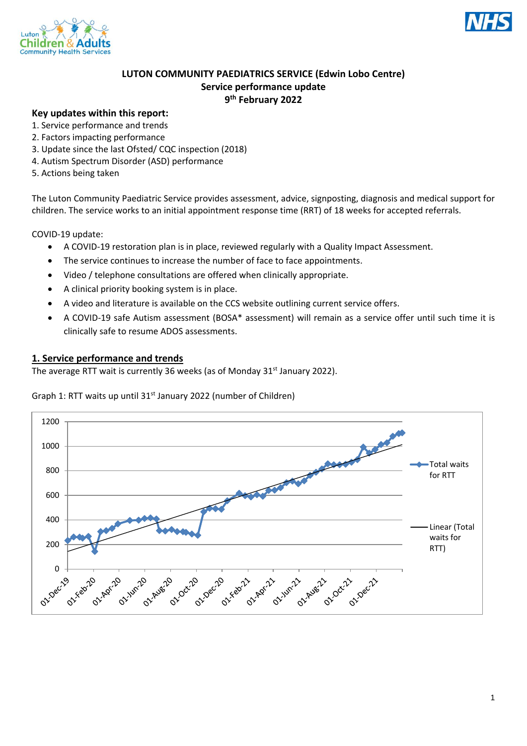# LUTON COMMUNITY PAEDIATRICS SERVICE (Edwin Lobo Centre)

## Service performance update

## 9th February 2022

**Key updates within this report:**

1. Service performance and trends
2. Factors impacting performance
3. Update since the last Ofsted/ CQC inspection (2018)
4. Autism Spectrum Disorder (ASD) performance
5. Actions being taken

The Luton Community Paediatric Service provides assessment, advice, signposting, diagnosis and medical support for children. The service works to an initial appointment response time (RRT) of 18 weeks for accepted referrals.

COVID-19 update:

- A COVID-19 restoration plan is in place, reviewed regularly with a Quality Impact Assessment.
- The service continues to increase the number of face to face appointments.
- Video / telephone consultations are offered when clinically appropriate.
- A clinical priority booking system is in place.
- A video and literature is available on the CCS website outlining current service offers.
- A COVID-19 safe Autism assessment (BOSA* assessment) will remain as a service offer until such time it is clinically safe to resume ADOS assessments.

## 1. Service performance and trends

The average RTT wait is currently 36 weeks (as of Monday 31st January 2022).

Graph 1: RTT waits up until 31st January 2022 (number of Children)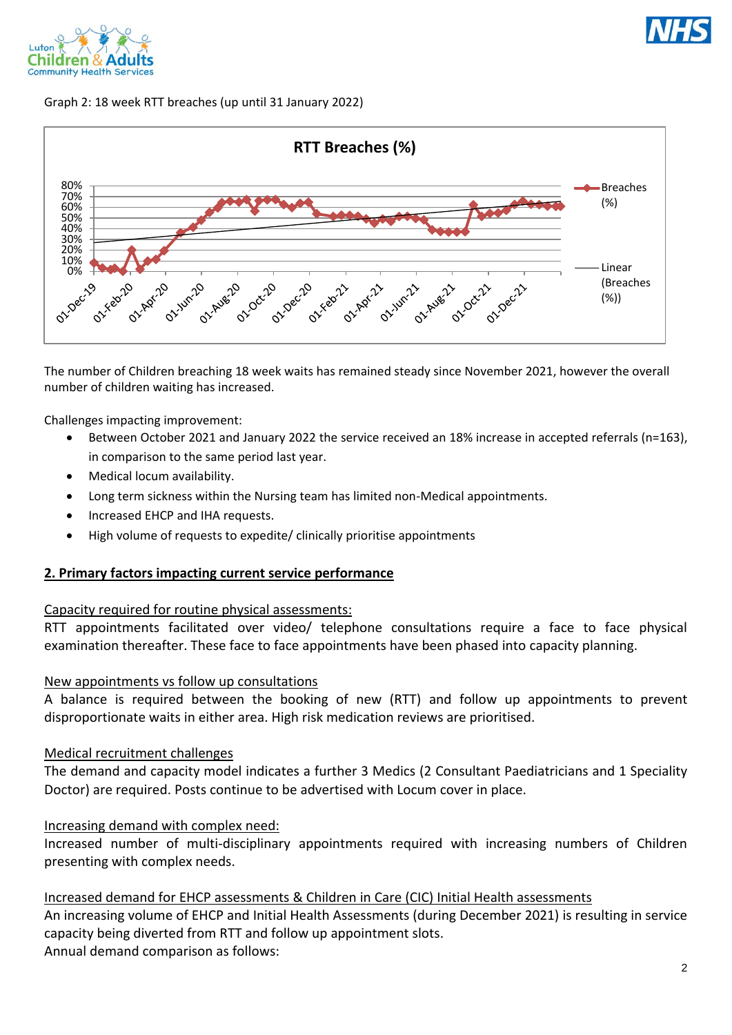Graph 2: 18 week RTT breaches (up until 31 January 2022)

The number of Children breaching 18 week waits has remained steady since November 2021, however the overall number of children waiting has increased.

Challenges impacting improvement:

- Between October 2021 and January 2022 the service received an 18% increase in accepted referrals (n=163), in comparison to the same period last year.
- Medical locum availability.
- Long term sickness within the Nursing team has limited non-Medical appointments.
- Increased EHCP and IHA requests.
- High volume of requests to expedite/ clinically prioritise appointments

## 2. Primary factors impacting current service performance

**Capacity required for routine physical assessments:**

RTT appointments facilitated over video/ telephone consultations require a face to face physical examination thereafter. These face to face appointments have been phased into capacity planning.

**New appointments vs follow up consultations**

A balance is required between the booking of new (RTT) and follow up appointments to prevent disproportionate waits in either area. High risk medication reviews are prioritised.

**Medical recruitment challenges**

The demand and capacity model indicates a further 3 Medics (2 Consultant Paediatricians and 1 Speciality Doctor) are required. Posts continue to be advertised with Locum cover in place.

**Increasing demand with complex need:**

Increased number of multi-disciplinary appointments required with increasing numbers of Children presenting with complex needs.

**Increased demand for EHCP assessments & Children in Care (CIC) Initial Health assessments**

An increasing volume of EHCP and Initial Health Assessments (during December 2021) is resulting in service capacity being diverted from RTT and follow up appointment slots.

Annual demand comparison as follows: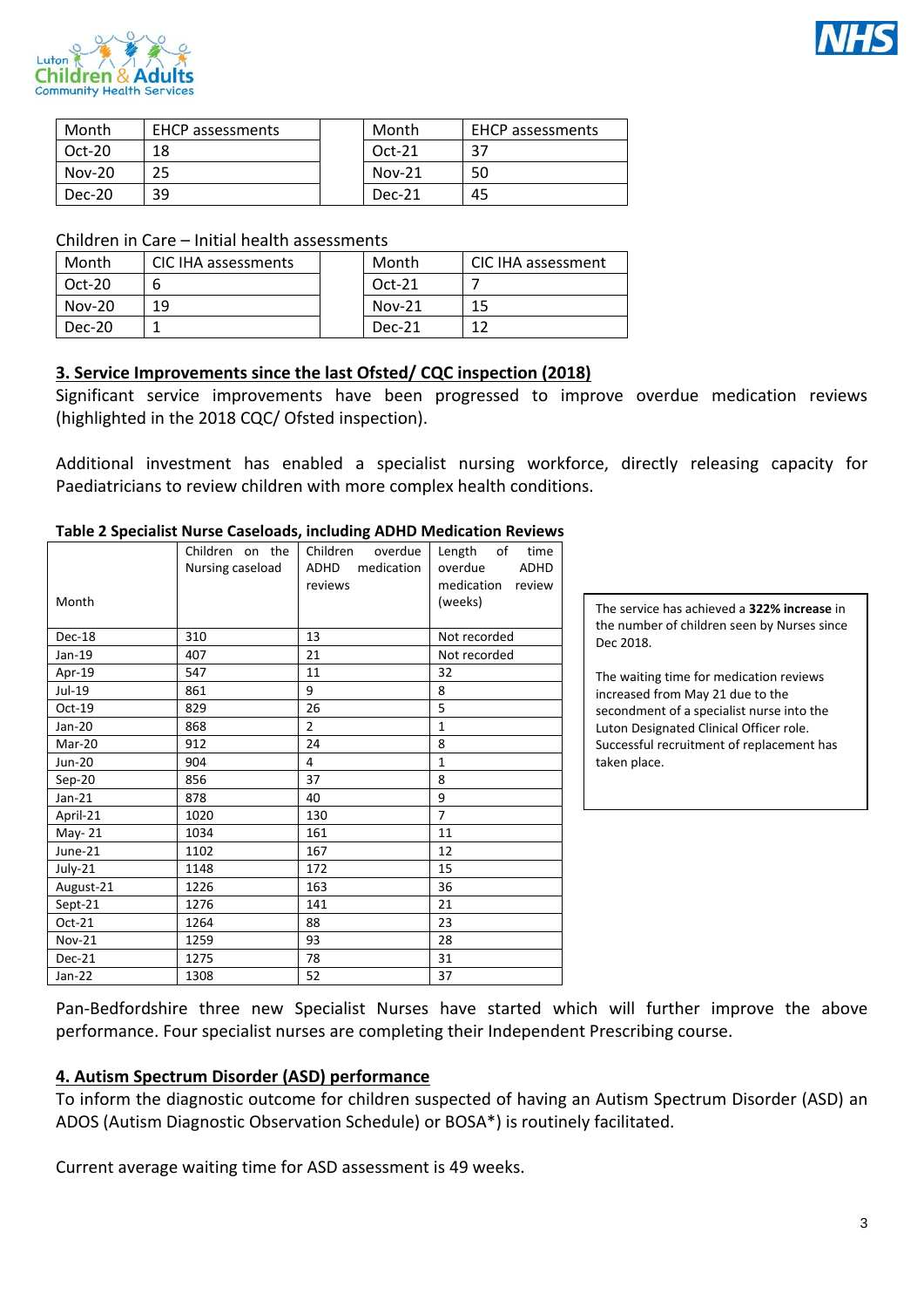| Month | EHCP assessments | | Month | EHCP assessments |
|---|---|---|---|---|
| Oct-20 | 18 | | Oct-21 | 37 |
| Nov-20 | 25 | | Nov-21 | 50 |
| Dec-20 | 39 | | Dec-21 | 45 |

Children in Care – Initial health assessments

| Month | CIC IHA assessments | | Month | CIC IHA assessment |
|---|---|---|---|---|
| Oct-20 | 6 | | Oct-21 | 7 |
| Nov-20 | 19 | | Nov-21 | 15 |
| Dec-20 | 1 | | Dec-21 | 12 |

## 3. Service Improvements since the last Ofsted/ CQC inspection (2018)

Significant service improvements have been progressed to improve overdue medication reviews (highlighted in the 2018 CQC/ Ofsted inspection).

Additional investment has enabled a specialist nursing workforce, directly releasing capacity for Paediatricians to review children with more complex health conditions.

**Table 2 Specialist Nurse Caseloads, including ADHD Medication Reviews**

| Month | Children on the Nursing caseload | Children overdue ADHD medication reviews | Length of time overdue ADHD medication review (weeks) |
|---|---|---|---|
| Dec-18 | 310 | 13 | Not recorded |
| Jan-19 | 407 | 21 | Not recorded |
| Apr-19 | 547 | 11 | 32 |
| Jul-19 | 861 | 9 | 8 |
| Oct-19 | 829 | 26 | 5 |
| Jan-20 | 868 | 2 | 1 |
| Mar-20 | 912 | 24 | 8 |
| Jun-20 | 904 | 4 | 1 |
| Sep-20 | 856 | 37 | 8 |
| Jan-21 | 878 | 40 | 9 |
| April-21 | 1020 | 130 | 7 |
| May- 21 | 1034 | 161 | 11 |
| June-21 | 1102 | 167 | 12 |
| July-21 | 1148 | 172 | 15 |
| August-21 | 1226 | 163 | 36 |
| Sept-21 | 1276 | 141 | 21 |
| Oct-21 | 1264 | 88 | 23 |
| Nov-21 | 1259 | 93 | 28 |
| Dec-21 | 1275 | 78 | 31 |
| Jan-22 | 1308 | 52 | 37 |

The service has achieved a **322% increase** in the number of children seen by Nurses since Dec 2018.

The waiting time for medication reviews increased from May 21 due to the secondment of a specialist nurse into the Luton Designated Clinical Officer role. Successful recruitment of replacement has taken place.

Pan-Bedfordshire three new Specialist Nurses have started which will further improve the above performance. Four specialist nurses are completing their Independent Prescribing course.

## 4. Autism Spectrum Disorder (ASD) performance

To inform the diagnostic outcome for children suspected of having an Autism Spectrum Disorder (ASD) an ADOS (Autism Diagnostic Observation Schedule) or BOSA*) is routinely facilitated.

Current average waiting time for ASD assessment is 49 weeks.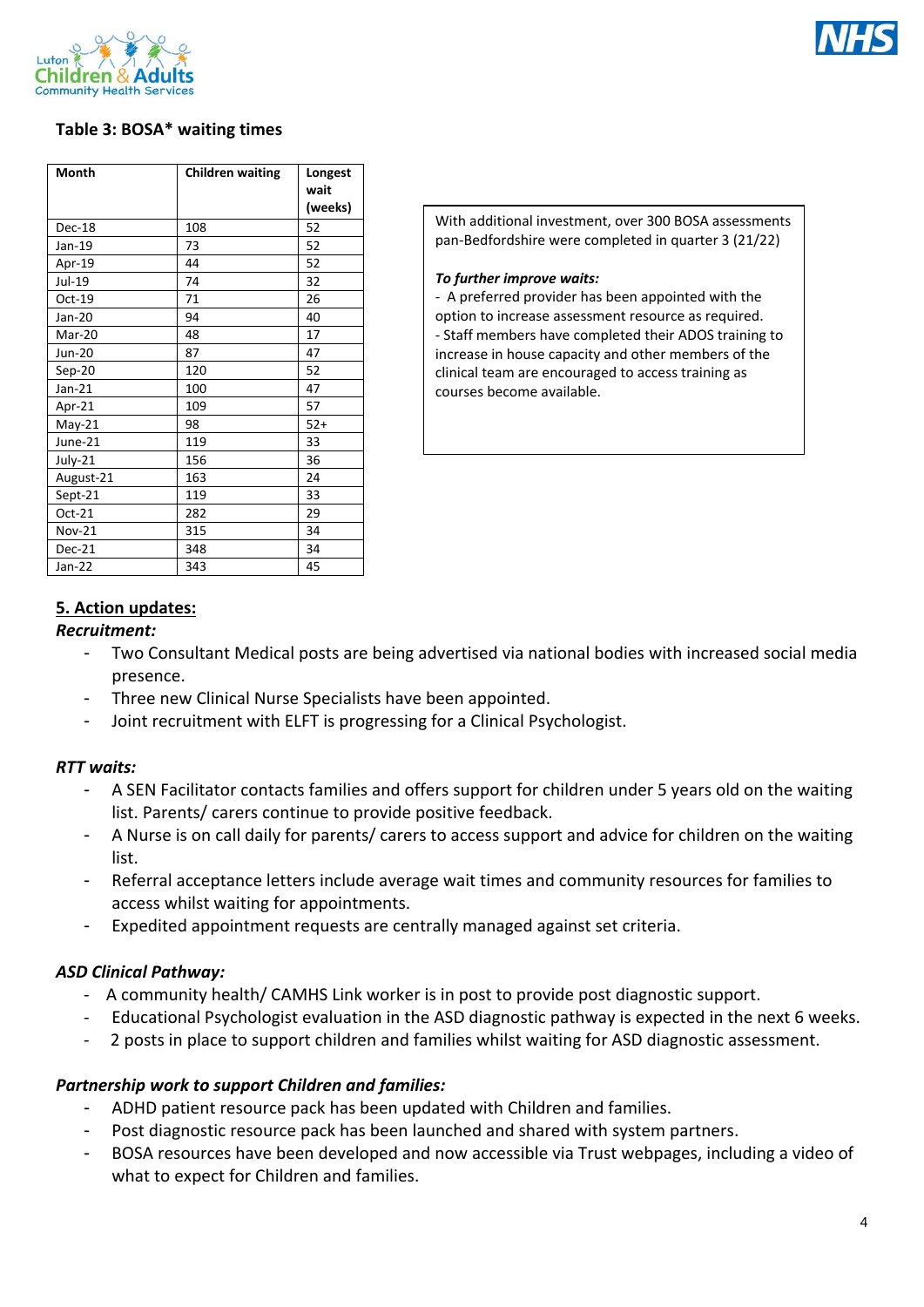## Table 3: BOSA* waiting times

| Month | Children waiting | Longest wait (weeks) |
|---|---|---|
| Dec-18 | 108 | 52 |
| Jan-19 | 73 | 52 |
| Apr-19 | 44 | 52 |
| Jul-19 | 74 | 32 |
| Oct-19 | 71 | 26 |
| Jan-20 | 94 | 40 |
| Mar-20 | 48 | 17 |
| Jun-20 | 87 | 47 |
| Sep-20 | 120 | 52 |
| Jan-21 | 100 | 47 |
| Apr-21 | 109 | 57 |
| May-21 | 98 | 52+ |
| June-21 | 119 | 33 |
| July-21 | 156 | 36 |
| August-21 | 163 | 24 |
| Sept-21 | 119 | 33 |
| Oct-21 | 282 | 29 |
| Nov-21 | 315 | 34 |
| Dec-21 | 348 | 34 |
| Jan-22 | 343 | 45 |

With additional investment, over 300 BOSA assessments pan-Bedfordshire were completed in quarter 3 (21/22)

***To further improve waits:***

- A preferred provider has been appointed with the option to increase assessment resource as required.
- Staff members have completed their ADOS training to increase in house capacity and other members of the clinical team are encouraged to access training as courses become available.

## 5. Action updates:

***Recruitment:***

- Two Consultant Medical posts are being advertised via national bodies with increased social media presence.
- Three new Clinical Nurse Specialists have been appointed.
- Joint recruitment with ELFT is progressing for a Clinical Psychologist.

***RTT waits:***

- A SEN Facilitator contacts families and offers support for children under 5 years old on the waiting list. Parents/ carers continue to provide positive feedback.
- A Nurse is on call daily for parents/ carers to access support and advice for children on the waiting list.
- Referral acceptance letters include average wait times and community resources for families to access whilst waiting for appointments.
- Expedited appointment requests are centrally managed against set criteria.

***ASD Clinical Pathway:***

- A community health/ CAMHS Link worker is in post to provide post diagnostic support.
- Educational Psychologist evaluation in the ASD diagnostic pathway is expected in the next 6 weeks.
- 2 posts in place to support children and families whilst waiting for ASD diagnostic assessment.

***Partnership work to support Children and families:***

- ADHD patient resource pack has been updated with Children and families.
- Post diagnostic resource pack has been launched and shared with system partners.
- BOSA resources have been developed and now accessible via Trust webpages, including a video of what to expect for Children and families.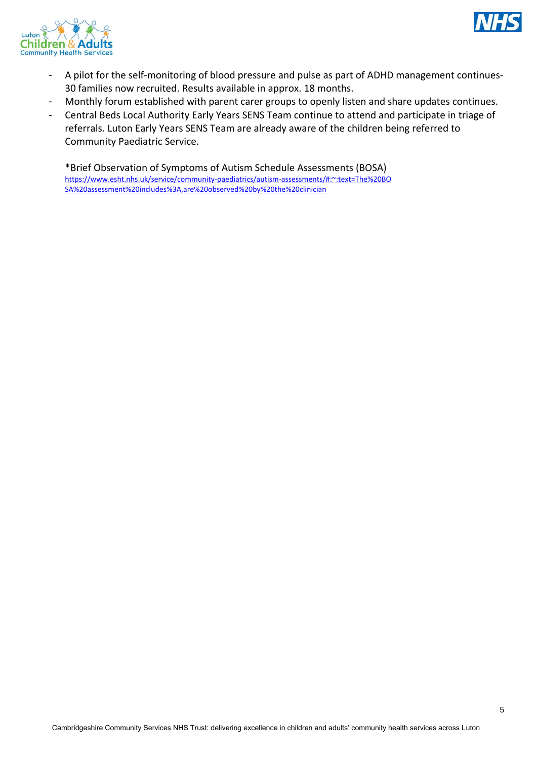- A pilot for the self-monitoring of blood pressure and pulse as part of ADHD management continues- 30 families now recruited. Results available in approx. 18 months.
- Monthly forum established with parent carer groups to openly listen and share updates continues.
- Central Beds Local Authority Early Years SENS Team continue to attend and participate in triage of referrals. Luton Early Years SENS Team are already aware of the children being referred to Community Paediatric Service.

*Brief Observation of Symptoms of Autism Schedule Assessments (BOSA)
https://www.esht.nhs.uk/service/community-paediatrics/autism-assessments/#:~:text=The%20BOSA%20assessment%20includes%3A,are%20observed%20by%20the%20clinician